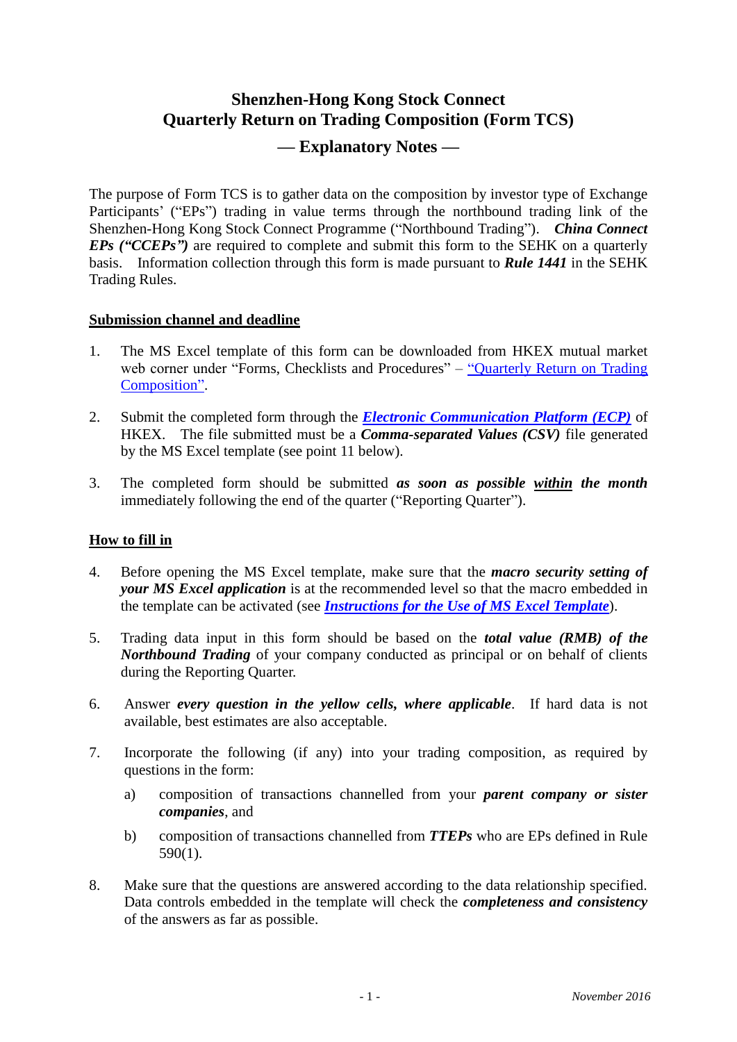# Shenzhen-Hong Kong Stock Connect
# Quarterly Return on Trading Composition (Form TCS)

## — Explanatory Notes —

The purpose of Form TCS is to gather data on the composition by investor type of Exchange Participants' ("EPs") trading in value terms through the northbound trading link of the Shenzhen-Hong Kong Stock Connect Programme ("Northbound Trading"). ***China Connect EPs ("CCEPs")*** are required to complete and submit this form to the SEHK on a quarterly basis. Information collection through this form is made pursuant to ***Rule 1441*** in the SEHK Trading Rules.

**Submission channel and deadline**

1. The MS Excel template of this form can be downloaded from HKEX mutual market web corner under "Forms, Checklists and Procedures" – "Quarterly Return on Trading Composition".

2. Submit the completed form through the ***Electronic Communication Platform (ECP)*** of HKEX. The file submitted must be a ***Comma-separated Values (CSV)*** file generated by the MS Excel template (see point 11 below).

3. The completed form should be submitted ***as soon as possible within the month*** immediately following the end of the quarter ("Reporting Quarter").

**How to fill in**

4. Before opening the MS Excel template, make sure that the ***macro security setting of your MS Excel application*** is at the recommended level so that the macro embedded in the template can be activated (see ***Instructions for the Use of MS Excel Template***).

5. Trading data input in this form should be based on the ***total value (RMB) of the Northbound Trading*** of your company conducted as principal or on behalf of clients during the Reporting Quarter.

6. Answer ***every question in the yellow cells, where applicable***. If hard data is not available, best estimates are also acceptable.

7. Incorporate the following (if any) into your trading composition, as required by questions in the form:

   a) composition of transactions channelled from your ***parent company or sister companies***, and

   b) composition of transactions channelled from ***TTEPs*** who are EPs defined in Rule 590(1).

8. Make sure that the questions are answered according to the data relationship specified. Data controls embedded in the template will check the ***completeness and consistency*** of the answers as far as possible.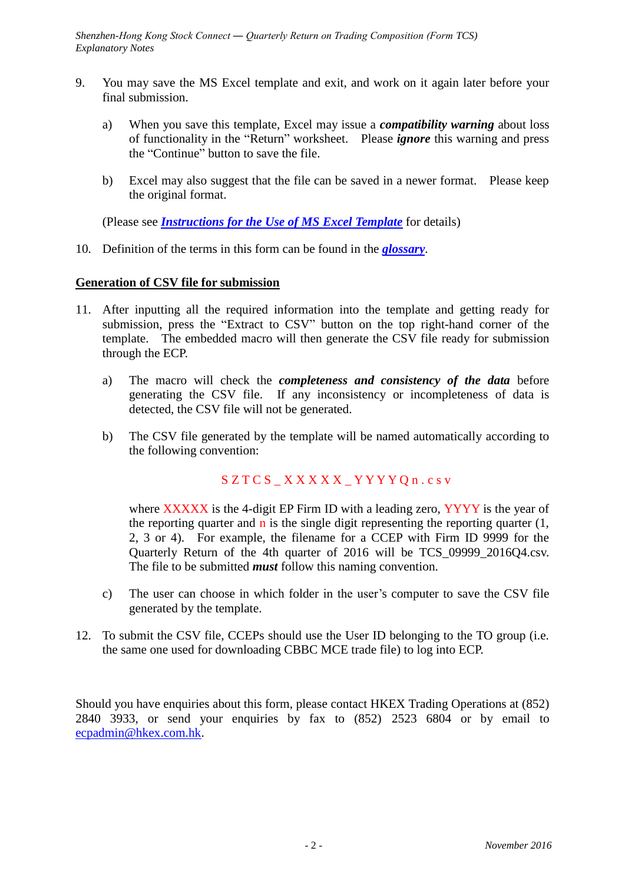9. You may save the MS Excel template and exit, and work on it again later before your final submission.

   a) When you save this template, Excel may issue a ***compatibility warning*** about loss of functionality in the "Return" worksheet. Please ***ignore*** this warning and press the "Continue" button to save the file.

   b) Excel may also suggest that the file can be saved in a newer format. Please keep the original format.

   (Please see ***Instructions for the Use of MS Excel Template*** for details)

10. Definition of the terms in this form can be found in the ***glossary***.

## Generation of CSV file for submission

11. After inputting all the required information into the template and getting ready for submission, press the "Extract to CSV" button on the top right-hand corner of the template. The embedded macro will then generate the CSV file ready for submission through the ECP.

    a) The macro will check the ***completeness and consistency of the data*** before generating the CSV file. If any inconsistency or incompleteness of data is detected, the CSV file will not be generated.

    b) The CSV file generated by the template will be named automatically according to the following convention:

    S Z T C S _ X X X X X _ Y Y Y Y Q n . c s v

    where XXXXX is the 4-digit EP Firm ID with a leading zero, YYYY is the year of the reporting quarter and n is the single digit representing the reporting quarter (1, 2, 3 or 4). For example, the filename for a CCEP with Firm ID 9999 for the Quarterly Return of the 4th quarter of 2016 will be TCS_09999_2016Q4.csv. The file to be submitted ***must*** follow this naming convention.

    c) The user can choose in which folder in the user's computer to save the CSV file generated by the template.

12. To submit the CSV file, CCEPs should use the User ID belonging to the TO group (i.e. the same one used for downloading CBBC MCE trade file) to log into ECP.

Should you have enquiries about this form, please contact HKEX Trading Operations at (852) 2840 3933, or send your enquiries by fax to (852) 2523 6804 or by email to ecpadmin@hkex.com.hk.